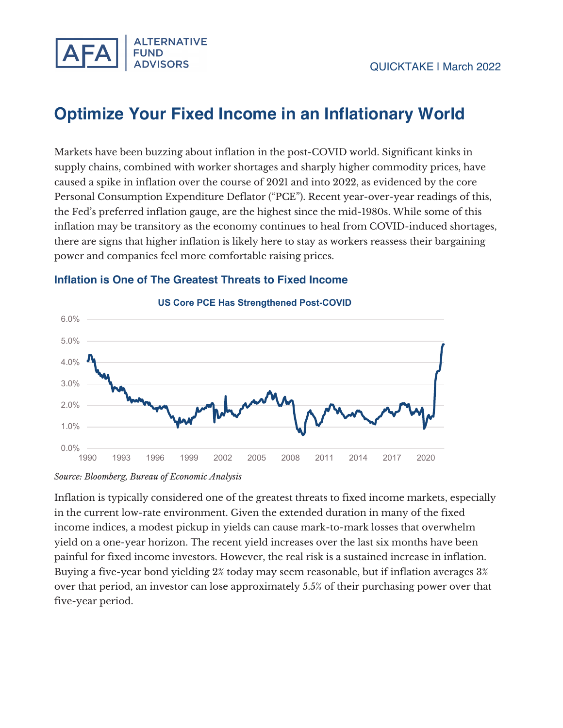QUICKTAKE | March 2022

# Optimize Your Fixed Income in an Inflationary World

Markets have been buzzing about inflation in the post-COVID world. Significant kinks in supply chains, combined with worker shortages and sharply higher commodity prices, have caused a spike in inflation over the course of 2021 and into 2022, as evidenced by the core Personal Consumption Expenditure Deflator ("PCE"). Recent year-over-year readings of this, the Fed's preferred inflation gauge, are the highest since the mid-1980s. While some of this inflation may be transitory as the economy continues to heal from COVID-induced shortages, there are signs that higher inflation is likely here to stay as workers reassess their bargaining power and companies feel more comfortable raising prices.

## Inflation is One of The Greatest Threats to Fixed Income

**US Core PCE Has Strengthened Post-COVID**

*Source: Bloomberg, Bureau of Economic Analysis*

Inflation is typically considered one of the greatest threats to fixed income markets, especially in the current low-rate environment. Given the extended duration in many of the fixed income indices, a modest pickup in yields can cause mark-to-mark losses that overwhelm yield on a one-year horizon. The recent yield increases over the last six months have been painful for fixed income investors. However, the real risk is a sustained increase in inflation. Buying a five-year bond yielding 2% today may seem reasonable, but if inflation averages 3% over that period, an investor can lose approximately 5.5% of their purchasing power over that five-year period.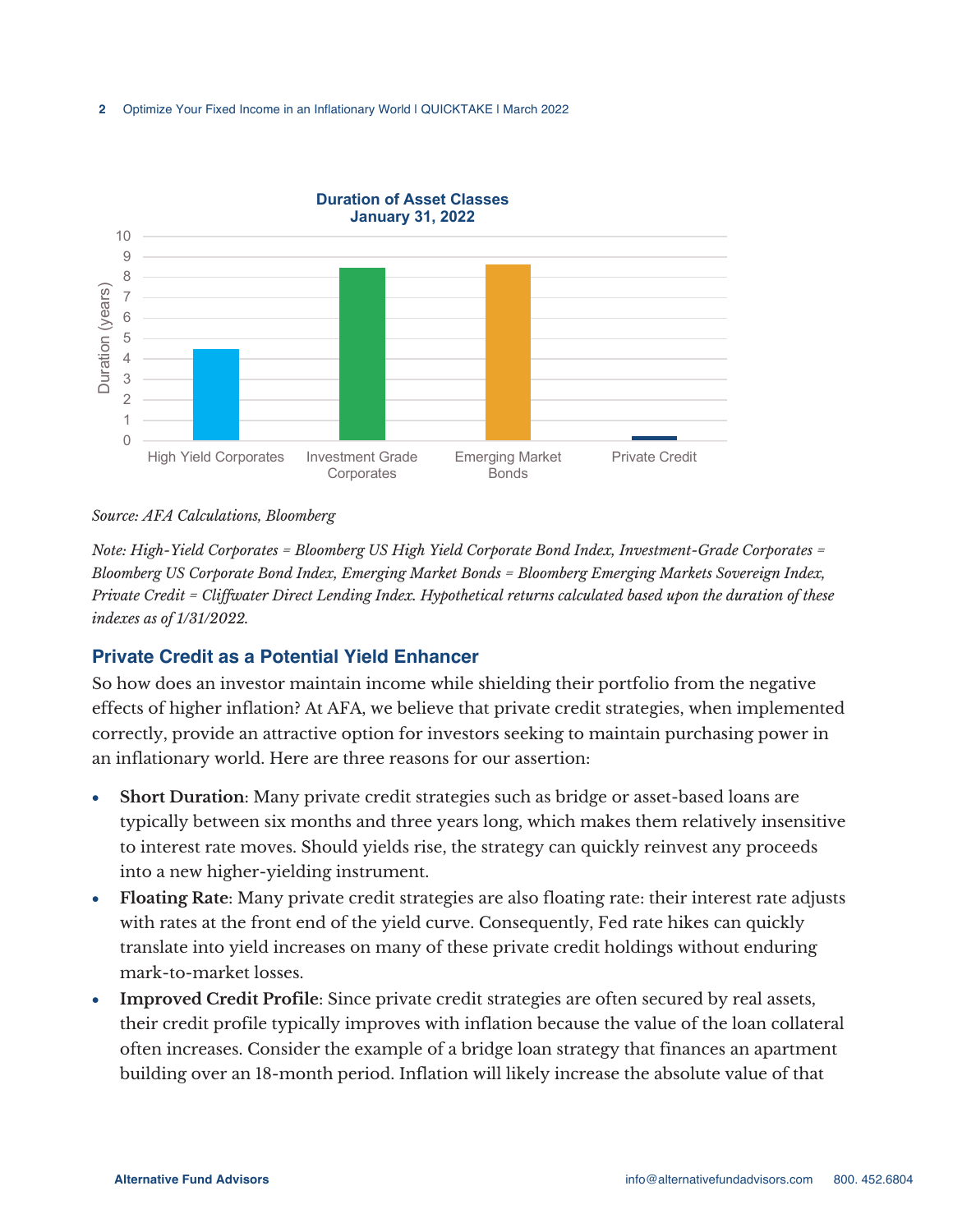**Duration of Asset Classes**
**January 31, 2022**

*Source: AFA Calculations, Bloomberg*

*Note: High-Yield Corporates = Bloomberg US High Yield Corporate Bond Index, Investment-Grade Corporates = Bloomberg US Corporate Bond Index, Emerging Market Bonds = Bloomberg Emerging Markets Sovereign Index, Private Credit = Cliffwater Direct Lending Index. Hypothetical returns calculated based upon the duration of these indexes as of 1/31/2022.*

## Private Credit as a Potential Yield Enhancer

So how does an investor maintain income while shielding their portfolio from the negative effects of higher inflation? At AFA, we believe that private credit strategies, when implemented correctly, provide an attractive option for investors seeking to maintain purchasing power in an inflationary world. Here are three reasons for our assertion:

- **Short Duration**: Many private credit strategies such as bridge or asset-based loans are typically between six months and three years long, which makes them relatively insensitive to interest rate moves. Should yields rise, the strategy can quickly reinvest any proceeds into a new higher-yielding instrument.
- **Floating Rate**: Many private credit strategies are also floating rate: their interest rate adjusts with rates at the front end of the yield curve. Consequently, Fed rate hikes can quickly translate into yield increases on many of these private credit holdings without enduring mark-to-market losses.
- **Improved Credit Profile**: Since private credit strategies are often secured by real assets, their credit profile typically improves with inflation because the value of the loan collateral often increases. Consider the example of a bridge loan strategy that finances an apartment building over an 18-month period. Inflation will likely increase the absolute value of that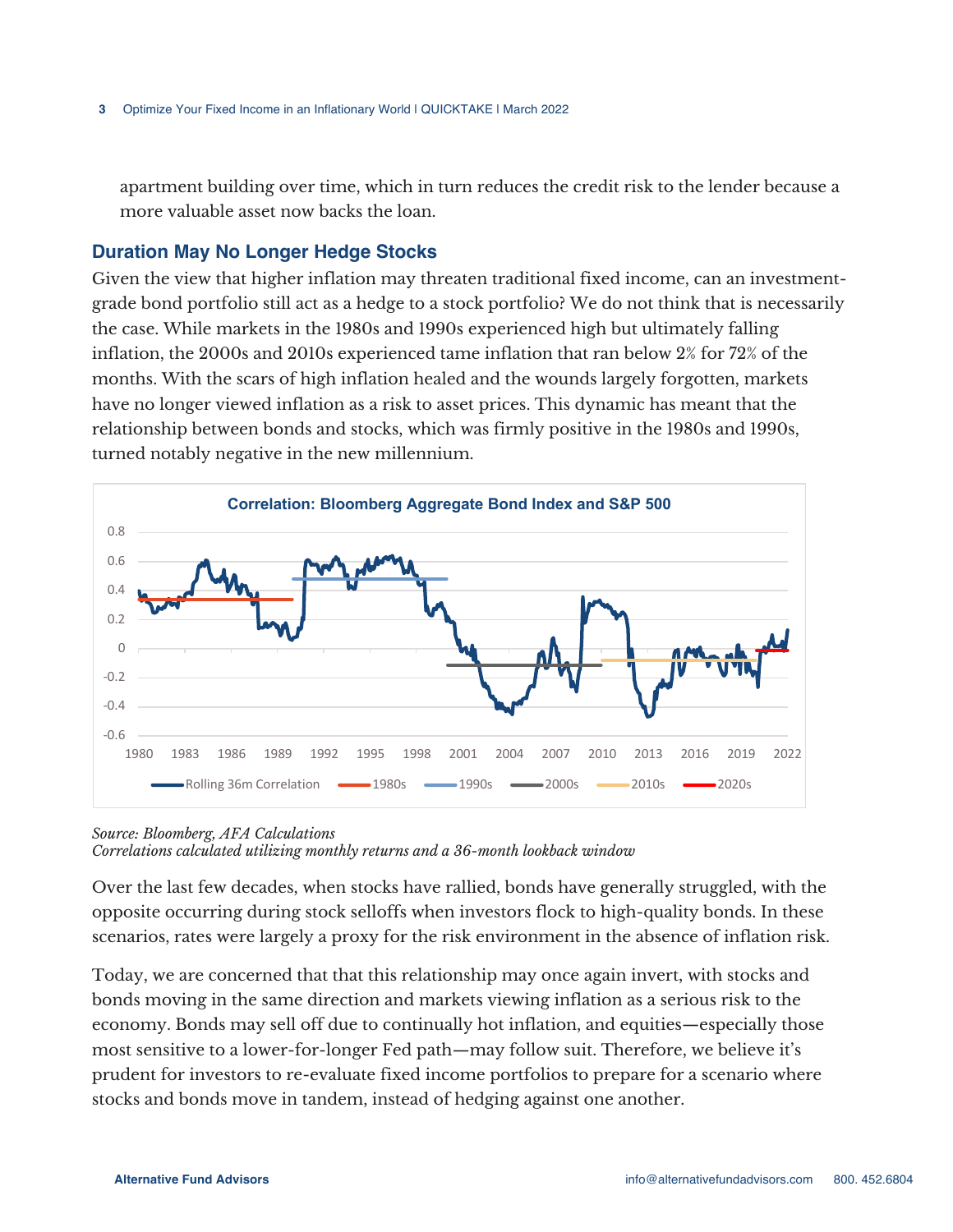apartment building over time, which in turn reduces the credit risk to the lender because a more valuable asset now backs the loan.

## Duration May No Longer Hedge Stocks

Given the view that higher inflation may threaten traditional fixed income, can an investment-grade bond portfolio still act as a hedge to a stock portfolio? We do not think that is necessarily the case. While markets in the 1980s and 1990s experienced high but ultimately falling inflation, the 2000s and 2010s experienced tame inflation that ran below 2% for 72% of the months. With the scars of high inflation healed and the wounds largely forgotten, markets have no longer viewed inflation as a risk to asset prices. This dynamic has meant that the relationship between bonds and stocks, which was firmly positive in the 1980s and 1990s, turned notably negative in the new millennium.

*Source: Bloomberg, AFA Calculations*
*Correlations calculated utilizing monthly returns and a 36-month lookback window*

Over the last few decades, when stocks have rallied, bonds have generally struggled, with the opposite occurring during stock selloffs when investors flock to high-quality bonds. In these scenarios, rates were largely a proxy for the risk environment in the absence of inflation risk.

Today, we are concerned that that this relationship may once again invert, with stocks and bonds moving in the same direction and markets viewing inflation as a serious risk to the economy. Bonds may sell off due to continually hot inflation, and equities—especially those most sensitive to a lower-for-longer Fed path—may follow suit. Therefore, we believe it's prudent for investors to re-evaluate fixed income portfolios to prepare for a scenario where stocks and bonds move in tandem, instead of hedging against one another.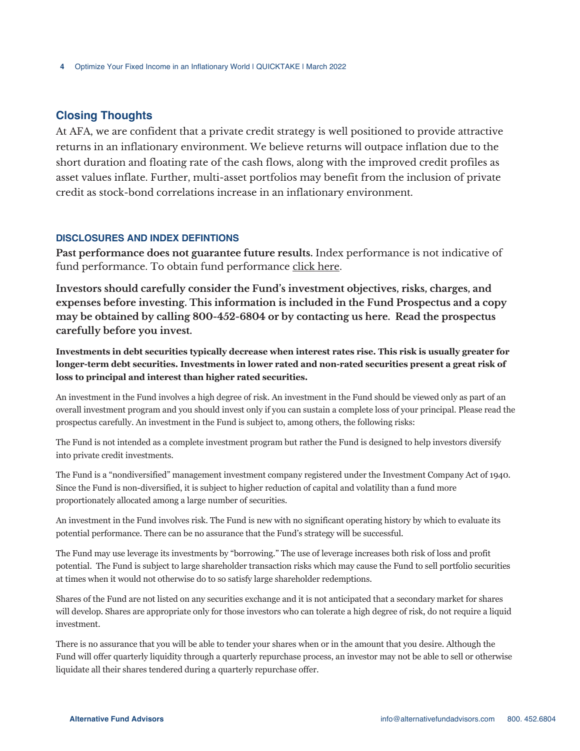## Closing Thoughts

At AFA, we are confident that a private credit strategy is well positioned to provide attractive returns in an inflationary environment. We believe returns will outpace inflation due to the short duration and floating rate of the cash flows, along with the improved credit profiles as asset values inflate. Further, multi-asset portfolios may benefit from the inclusion of private credit as stock-bond correlations increase in an inflationary environment.

### DISCLOSURES AND INDEX DEFINTIONS

**Past performance does not guarantee future results**. Index performance is not indicative of fund performance. To obtain fund performance click here.

**Investors should carefully consider the Fund's investment objectives, risks, charges, and expenses before investing. This information is included in the Fund Prospectus and a copy may be obtained by calling 800-452-6804 or by contacting us here. Read the prospectus carefully before you invest.**

**Investments in debt securities typically decrease when interest rates rise. This risk is usually greater for longer-term debt securities. Investments in lower rated and non-rated securities present a great risk of loss to principal and interest than higher rated securities.**

An investment in the Fund involves a high degree of risk. An investment in the Fund should be viewed only as part of an overall investment program and you should invest only if you can sustain a complete loss of your principal. Please read the prospectus carefully. An investment in the Fund is subject to, among others, the following risks:

The Fund is not intended as a complete investment program but rather the Fund is designed to help investors diversify into private credit investments.

The Fund is a "nondiversified" management investment company registered under the Investment Company Act of 1940. Since the Fund is non-diversified, it is subject to higher reduction of capital and volatility than a fund more proportionately allocated among a large number of securities.

An investment in the Fund involves risk. The Fund is new with no significant operating history by which to evaluate its potential performance. There can be no assurance that the Fund's strategy will be successful.

The Fund may use leverage its investments by "borrowing." The use of leverage increases both risk of loss and profit potential. The Fund is subject to large shareholder transaction risks which may cause the Fund to sell portfolio securities at times when it would not otherwise do to so satisfy large shareholder redemptions.

Shares of the Fund are not listed on any securities exchange and it is not anticipated that a secondary market for shares will develop. Shares are appropriate only for those investors who can tolerate a high degree of risk, do not require a liquid investment.

There is no assurance that you will be able to tender your shares when or in the amount that you desire. Although the Fund will offer quarterly liquidity through a quarterly repurchase process, an investor may not be able to sell or otherwise liquidate all their shares tendered during a quarterly repurchase offer.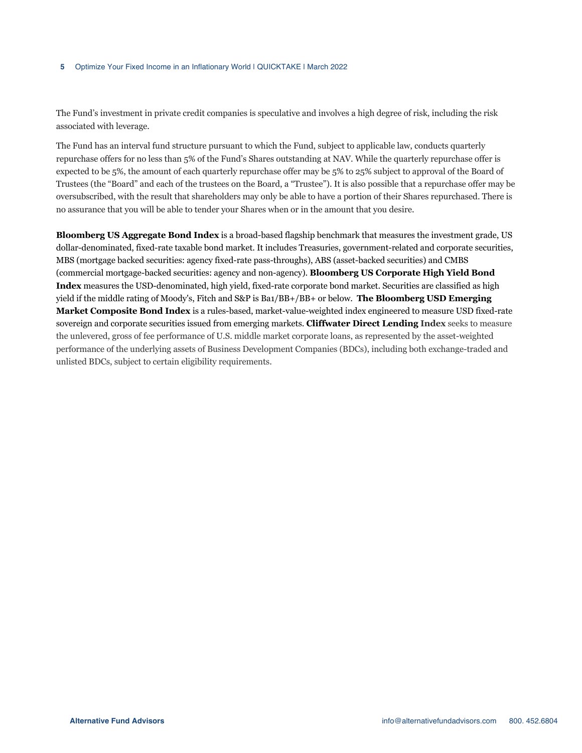The Fund's investment in private credit companies is speculative and involves a high degree of risk, including the risk associated with leverage.

The Fund has an interval fund structure pursuant to which the Fund, subject to applicable law, conducts quarterly repurchase offers for no less than 5% of the Fund's Shares outstanding at NAV. While the quarterly repurchase offer is expected to be 5%, the amount of each quarterly repurchase offer may be 5% to 25% subject to approval of the Board of Trustees (the "Board" and each of the trustees on the Board, a "Trustee"). It is also possible that a repurchase offer may be oversubscribed, with the result that shareholders may only be able to have a portion of their Shares repurchased. There is no assurance that you will be able to tender your Shares when or in the amount that you desire.

**Bloomberg US Aggregate Bond Index** is a broad-based flagship benchmark that measures the investment grade, US dollar-denominated, fixed-rate taxable bond market. It includes Treasuries, government-related and corporate securities, MBS (mortgage backed securities: agency fixed-rate pass-throughs), ABS (asset-backed securities) and CMBS (commercial mortgage-backed securities: agency and non-agency). **Bloomberg US Corporate High Yield Bond Index** measures the USD-denominated, high yield, fixed-rate corporate bond market. Securities are classified as high yield if the middle rating of Moody's, Fitch and S&P is Ba1/BB+/BB+ or below. **The Bloomberg USD Emerging Market Composite Bond Index** is a rules-based, market-value-weighted index engineered to measure USD fixed-rate sovereign and corporate securities issued from emerging markets. **Cliffwater Direct Lending Index** seeks to measure the unlevered, gross of fee performance of U.S. middle market corporate loans, as represented by the asset-weighted performance of the underlying assets of Business Development Companies (BDCs), including both exchange-traded and unlisted BDCs, subject to certain eligibility requirements.